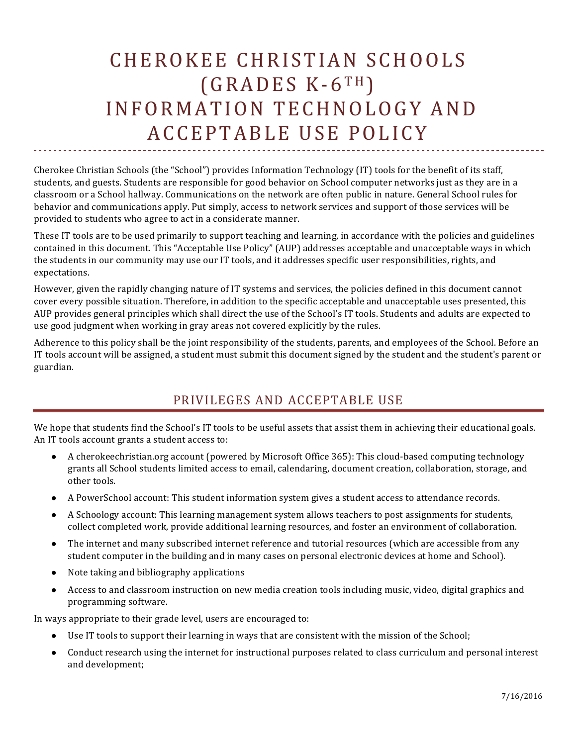# CHEROKEE CHRISTIAN SCHOOLS (GRADES K-6TH) INFORMATION TECHNOLOGY AND ACCEPTABLE USE POLICY

Cherokee Christian Schools (the "School") provides Information Technology (IT) tools for the benefit of its staff, students, and guests. Students are responsible for good behavior on School computer networks just as they are in a classroom or a School hallway. Communications on the network are often public in nature. General School rules for behavior and communications apply. Put simply, access to network services and support of those services will be provided to students who agree to act in a considerate manner.

These IT tools are to be used primarily to support teaching and learning, in accordance with the policies and guidelines contained in this document. This "Acceptable Use Policy" (AUP) addresses acceptable and unacceptable ways in which the students in our community may use our IT tools, and it addresses specific user responsibilities, rights, and expectations.

However, given the rapidly changing nature of IT systems and services, the policies defined in this document cannot cover every possible situation. Therefore, in addition to the specific acceptable and unacceptable uses presented, this AUP provides general principles which shall direct the use of the School's IT tools. Students and adults are expected to use good judgment when working in gray areas not covered explicitly by the rules.

Adherence to this policy shall be the joint responsibility of the students, parents, and employees of the School. Before an IT tools account will be assigned, a student must submit this document signed by the student and the student's parent or guardian.

## PRIVILEGES AND ACCEPTABLE USE

We hope that students find the School's IT tools to be useful assets that assist them in achieving their educational goals. An IT tools account grants a student access to:

- A cherokeechristian.org account (powered by Microsoft Office 365): This cloud-based computing technology grants all School students limited access to email, calendaring, document creation, collaboration, storage, and other tools.
- A PowerSchool account: This student information system gives a student access to attendance records.
- A Schoology account: This learning management system allows teachers to post assignments for students, collect completed work, provide additional learning resources, and foster an environment of collaboration.
- The internet and many subscribed internet reference and tutorial resources (which are accessible from any student computer in the building and in many cases on personal electronic devices at home and School).
- Note taking and bibliography applications
- Access to and classroom instruction on new media creation tools including music, video, digital graphics and programming software.

In ways appropriate to their grade level, users are encouraged to:

- Use IT tools to support their learning in ways that are consistent with the mission of the School;
- Conduct research using the internet for instructional purposes related to class curriculum and personal interest and development;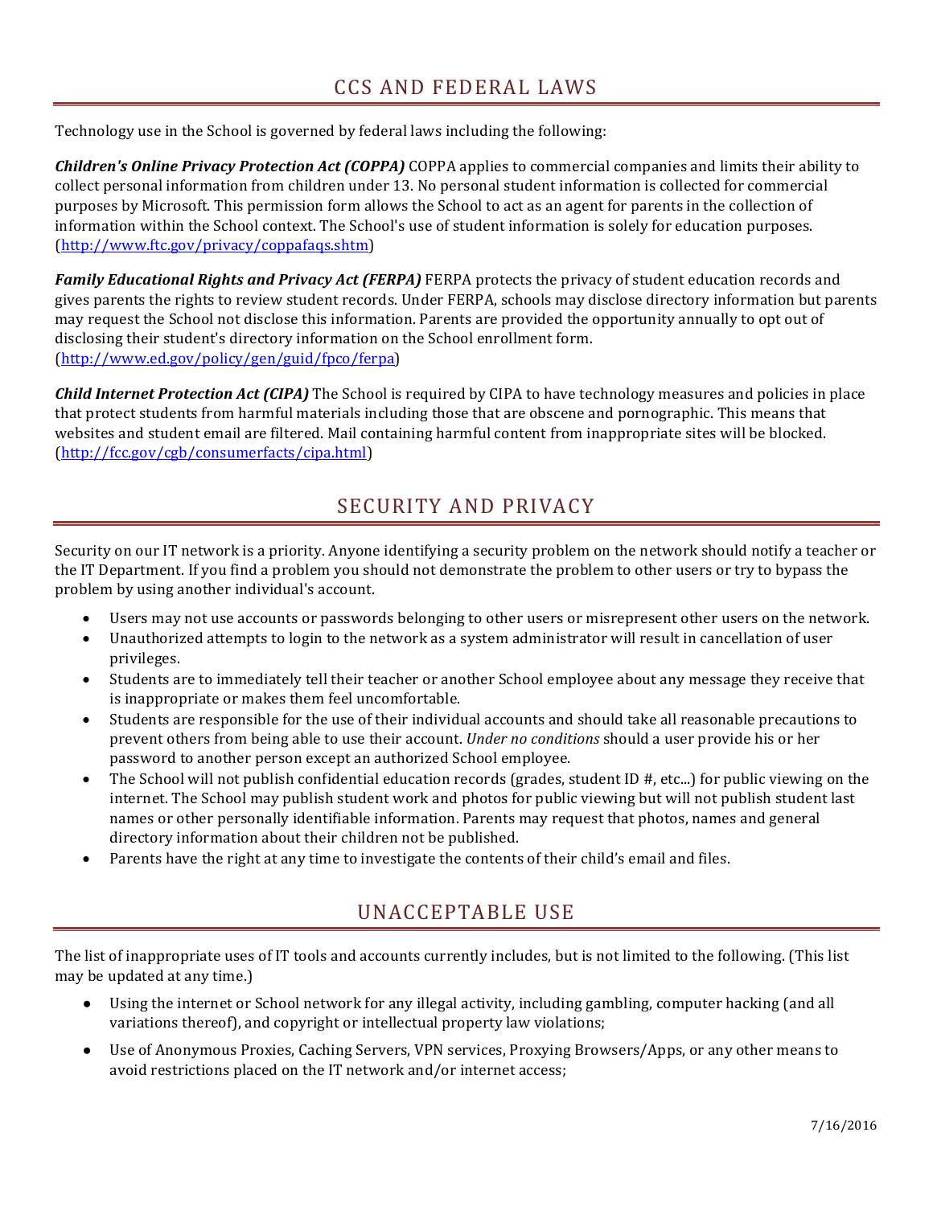## CCS AND FEDERAL LAWS

Technology use in the School is governed by federal laws including the following:

***Children's Online Privacy Protection Act (COPPA)*** COPPA applies to commercial companies and limits their ability to collect personal information from children under 13. No personal student information is collected for commercial purposes by Microsoft. This permission form allows the School to act as an agent for parents in the collection of information within the School context. The School's use of student information is solely for education purposes. ([http://www.ftc.gov/privacy/coppafaqs.shtm](http://www.ftc.gov/privacy/coppafaqs.shtm))

***Family Educational Rights and Privacy Act (FERPA)*** FERPA protects the privacy of student education records and gives parents the rights to review student records. Under FERPA, schools may disclose directory information but parents may request the School not disclose this information. Parents are provided the opportunity annually to opt out of disclosing their student's directory information on the School enrollment form. ([http://www.ed.gov/policy/gen/guid/fpco/ferpa](http://www.ed.gov/policy/gen/guid/fpco/ferpa))

***Child Internet Protection Act (CIPA)*** The School is required by CIPA to have technology measures and policies in place that protect students from harmful materials including those that are obscene and pornographic. This means that websites and student email are filtered. Mail containing harmful content from inappropriate sites will be blocked. ([http://fcc.gov/cgb/consumerfacts/cipa.html](http://fcc.gov/cgb/consumerfacts/cipa.html))

## SECURITY AND PRIVACY

Security on our IT network is a priority. Anyone identifying a security problem on the network should notify a teacher or the IT Department. If you find a problem you should not demonstrate the problem to other users or try to bypass the problem by using another individual's account.

- Users may not use accounts or passwords belonging to other users or misrepresent other users on the network.
- Unauthorized attempts to login to the network as a system administrator will result in cancellation of user privileges.
- Students are to immediately tell their teacher or another School employee about any message they receive that is inappropriate or makes them feel uncomfortable.
- Students are responsible for the use of their individual accounts and should take all reasonable precautions to prevent others from being able to use their account. *Under no conditions* should a user provide his or her password to another person except an authorized School employee.
- The School will not publish confidential education records (grades, student ID #, etc...) for public viewing on the internet. The School may publish student work and photos for public viewing but will not publish student last names or other personally identifiable information. Parents may request that photos, names and general directory information about their children not be published.
- Parents have the right at any time to investigate the contents of their child's email and files.

## UNACCEPTABLE USE

The list of inappropriate uses of IT tools and accounts currently includes, but is not limited to the following. (This list may be updated at any time.)

- Using the internet or School network for any illegal activity, including gambling, computer hacking (and all variations thereof), and copyright or intellectual property law violations;
- Use of Anonymous Proxies, Caching Servers, VPN services, Proxying Browsers/Apps, or any other means to avoid restrictions placed on the IT network and/or internet access;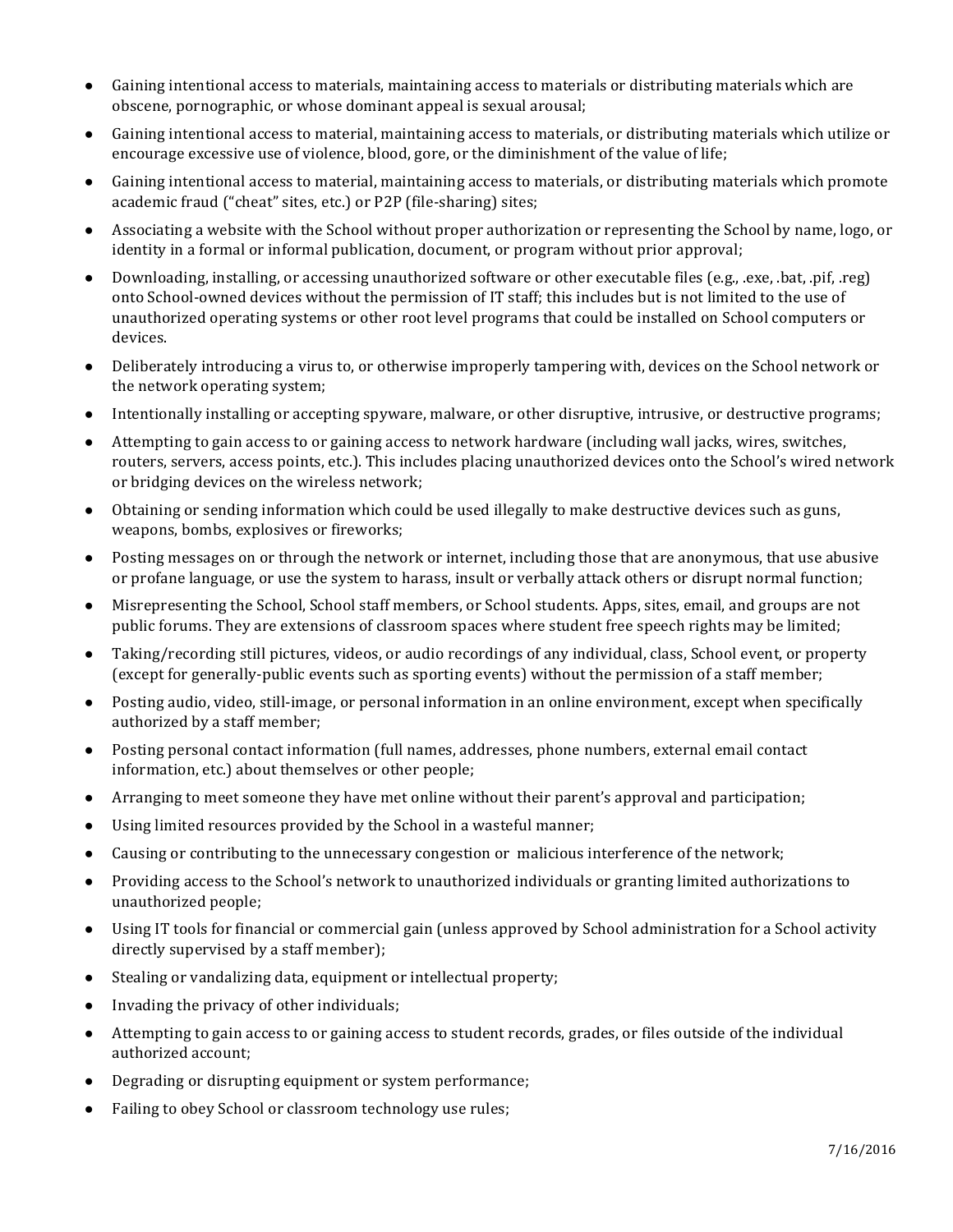- Gaining intentional access to materials, maintaining access to materials or distributing materials which are obscene, pornographic, or whose dominant appeal is sexual arousal;
- Gaining intentional access to material, maintaining access to materials, or distributing materials which utilize or encourage excessive use of violence, blood, gore, or the diminishment of the value of life;
- Gaining intentional access to material, maintaining access to materials, or distributing materials which promote academic fraud ("cheat" sites, etc.) or P2P (file-sharing) sites;
- Associating a website with the School without proper authorization or representing the School by name, logo, or identity in a formal or informal publication, document, or program without prior approval;
- Downloading, installing, or accessing unauthorized software or other executable files (e.g., .exe, .bat, .pif, .reg) onto School-owned devices without the permission of IT staff; this includes but is not limited to the use of unauthorized operating systems or other root level programs that could be installed on School computers or devices.
- Deliberately introducing a virus to, or otherwise improperly tampering with, devices on the School network or the network operating system;
- Intentionally installing or accepting spyware, malware, or other disruptive, intrusive, or destructive programs;
- Attempting to gain access to or gaining access to network hardware (including wall jacks, wires, switches, routers, servers, access points, etc.). This includes placing unauthorized devices onto the School's wired network or bridging devices on the wireless network;
- Obtaining or sending information which could be used illegally to make destructive devices such as guns, weapons, bombs, explosives or fireworks;
- Posting messages on or through the network or internet, including those that are anonymous, that use abusive or profane language, or use the system to harass, insult or verbally attack others or disrupt normal function;
- Misrepresenting the School, School staff members, or School students. Apps, sites, email, and groups are not public forums. They are extensions of classroom spaces where student free speech rights may be limited;
- Taking/recording still pictures, videos, or audio recordings of any individual, class, School event, or property (except for generally-public events such as sporting events) without the permission of a staff member;
- Posting audio, video, still-image, or personal information in an online environment, except when specifically authorized by a staff member;
- Posting personal contact information (full names, addresses, phone numbers, external email contact information, etc.) about themselves or other people;
- Arranging to meet someone they have met online without their parent's approval and participation;
- Using limited resources provided by the School in a wasteful manner;
- Causing or contributing to the unnecessary congestion or malicious interference of the network;
- Providing access to the School's network to unauthorized individuals or granting limited authorizations to unauthorized people;
- Using IT tools for financial or commercial gain (unless approved by School administration for a School activity directly supervised by a staff member);
- Stealing or vandalizing data, equipment or intellectual property;
- Invading the privacy of other individuals;
- Attempting to gain access to or gaining access to student records, grades, or files outside of the individual authorized account;
- Degrading or disrupting equipment or system performance;
- Failing to obey School or classroom technology use rules;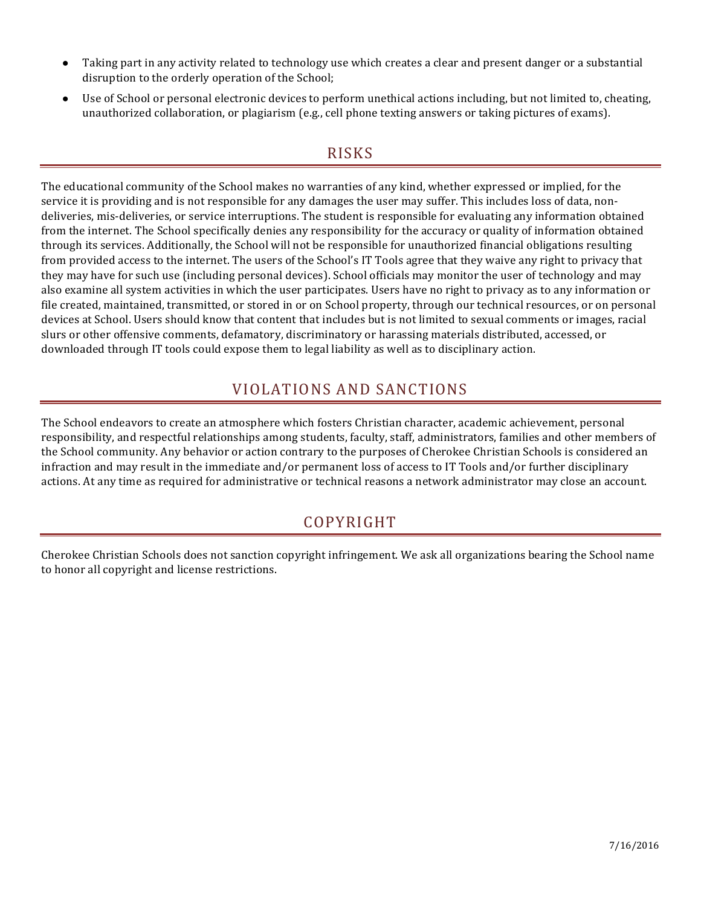- Taking part in any activity related to technology use which creates a clear and present danger or a substantial disruption to the orderly operation of the School;
- Use of School or personal electronic devices to perform unethical actions including, but not limited to, cheating, unauthorized collaboration, or plagiarism (e.g., cell phone texting answers or taking pictures of exams).

## RISKS

The educational community of the School makes no warranties of any kind, whether expressed or implied, for the service it is providing and is not responsible for any damages the user may suffer. This includes loss of data, non-deliveries, mis-deliveries, or service interruptions. The student is responsible for evaluating any information obtained from the internet. The School specifically denies any responsibility for the accuracy or quality of information obtained through its services. Additionally, the School will not be responsible for unauthorized financial obligations resulting from provided access to the internet. The users of the School's IT Tools agree that they waive any right to privacy that they may have for such use (including personal devices). School officials may monitor the user of technology and may also examine all system activities in which the user participates. Users have no right to privacy as to any information or file created, maintained, transmitted, or stored in or on School property, through our technical resources, or on personal devices at School. Users should know that content that includes but is not limited to sexual comments or images, racial slurs or other offensive comments, defamatory, discriminatory or harassing materials distributed, accessed, or downloaded through IT tools could expose them to legal liability as well as to disciplinary action.

## VIOLATIONS AND SANCTIONS

The School endeavors to create an atmosphere which fosters Christian character, academic achievement, personal responsibility, and respectful relationships among students, faculty, staff, administrators, families and other members of the School community. Any behavior or action contrary to the purposes of Cherokee Christian Schools is considered an infraction and may result in the immediate and/or permanent loss of access to IT Tools and/or further disciplinary actions. At any time as required for administrative or technical reasons a network administrator may close an account.

## COPYRIGHT

Cherokee Christian Schools does not sanction copyright infringement. We ask all organizations bearing the School name to honor all copyright and license restrictions.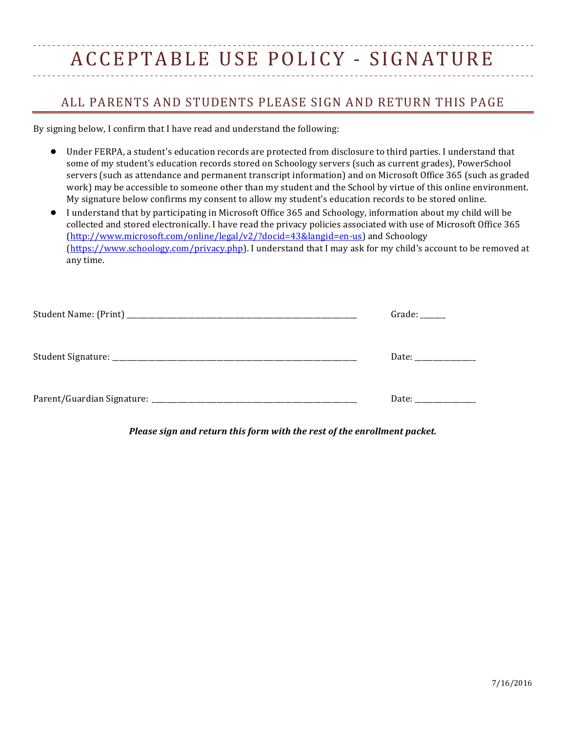# ACCEPTABLE USE POLICY - SIGNATURE

## ALL PARENTS AND STUDENTS PLEASE SIGN AND RETURN THIS PAGE

By signing below, I confirm that I have read and understand the following:

- Under FERPA, a student's education records are protected from disclosure to third parties. I understand that some of my student's education records stored on Schoology servers (such as current grades), PowerSchool servers (such as attendance and permanent transcript information) and on Microsoft Office 365 (such as graded work) may be accessible to someone other than my student and the School by virtue of this online environment. My signature below confirms my consent to allow my student's education records to be stored online.
- I understand that by participating in Microsoft Office 365 and Schoology, information about my child will be collected and stored electronically. I have read the privacy policies associated with use of Microsoft Office 365 (http://www.microsoft.com/online/legal/v2/?docid=43&langid=en-us) and Schoology (https://www.schoology.com/privacy.php). I understand that I may ask for my child's account to be removed at any time.

Student Name: (Print) ____________________________________________ Grade: ______

Student Signature: ____________________________________________ Date: ______________

Parent/Guardian Signature: ____________________________________________ Date: ______________

***Please sign and return this form with the rest of the enrollment packet.***

7/16/2016